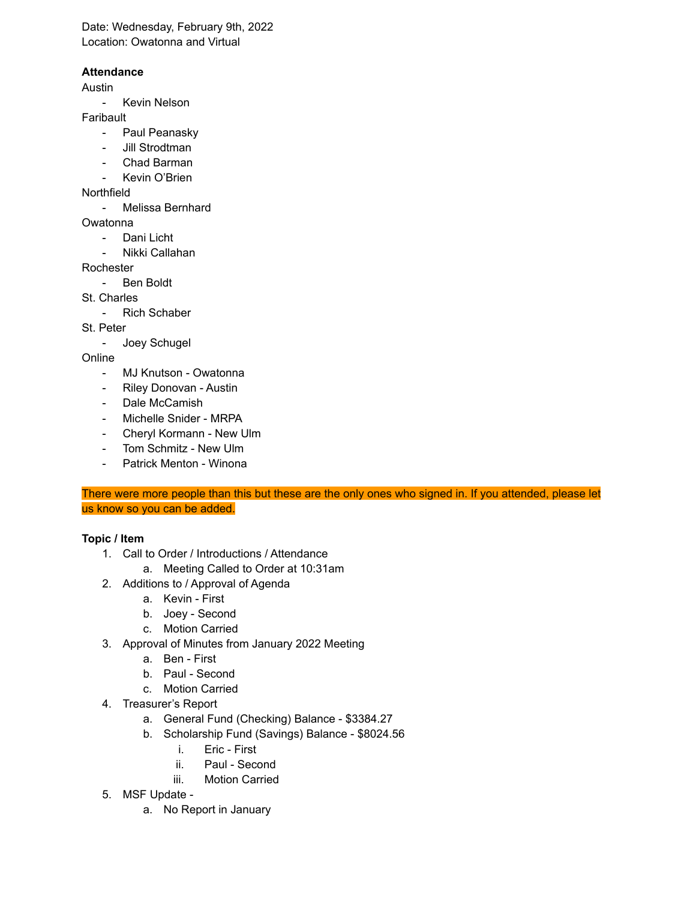Date: Wednesday, February 9th, 2022
Location: Owatonna and Virtual

**Attendance**

Austin

- Kevin Nelson

Faribault

- Paul Peanasky
- Jill Strodtman
- Chad Barman
- Kevin O'Brien

Northfield

- Melissa Bernhard

Owatonna

- Dani Licht
- Nikki Callahan

Rochester

- Ben Boldt

St. Charles

- Rich Schaber

St. Peter

- Joey Schugel

Online

- MJ Knutson - Owatonna
- Riley Donovan - Austin
- Dale McCamish
- Michelle Snider - MRPA
- Cheryl Kormann - New Ulm
- Tom Schmitz - New Ulm
- Patrick Menton - Winona

There were more people than this but these are the only ones who signed in. If you attended, please let us know so you can be added.

**Topic / Item**

1. Call to Order / Introductions / Attendance
    a. Meeting Called to Order at 10:31am
2. Additions to / Approval of Agenda
    a. Kevin - First
    b. Joey - Second
    c. Motion Carried
3. Approval of Minutes from January 2022 Meeting
    a. Ben - First
    b. Paul - Second
    c. Motion Carried
4. Treasurer's Report
    a. General Fund (Checking) Balance - $3384.27
    b. Scholarship Fund (Savings) Balance - $8024.56
        i. Eric - First
        ii. Paul - Second
        iii. Motion Carried
5. MSF Update -
    a. No Report in January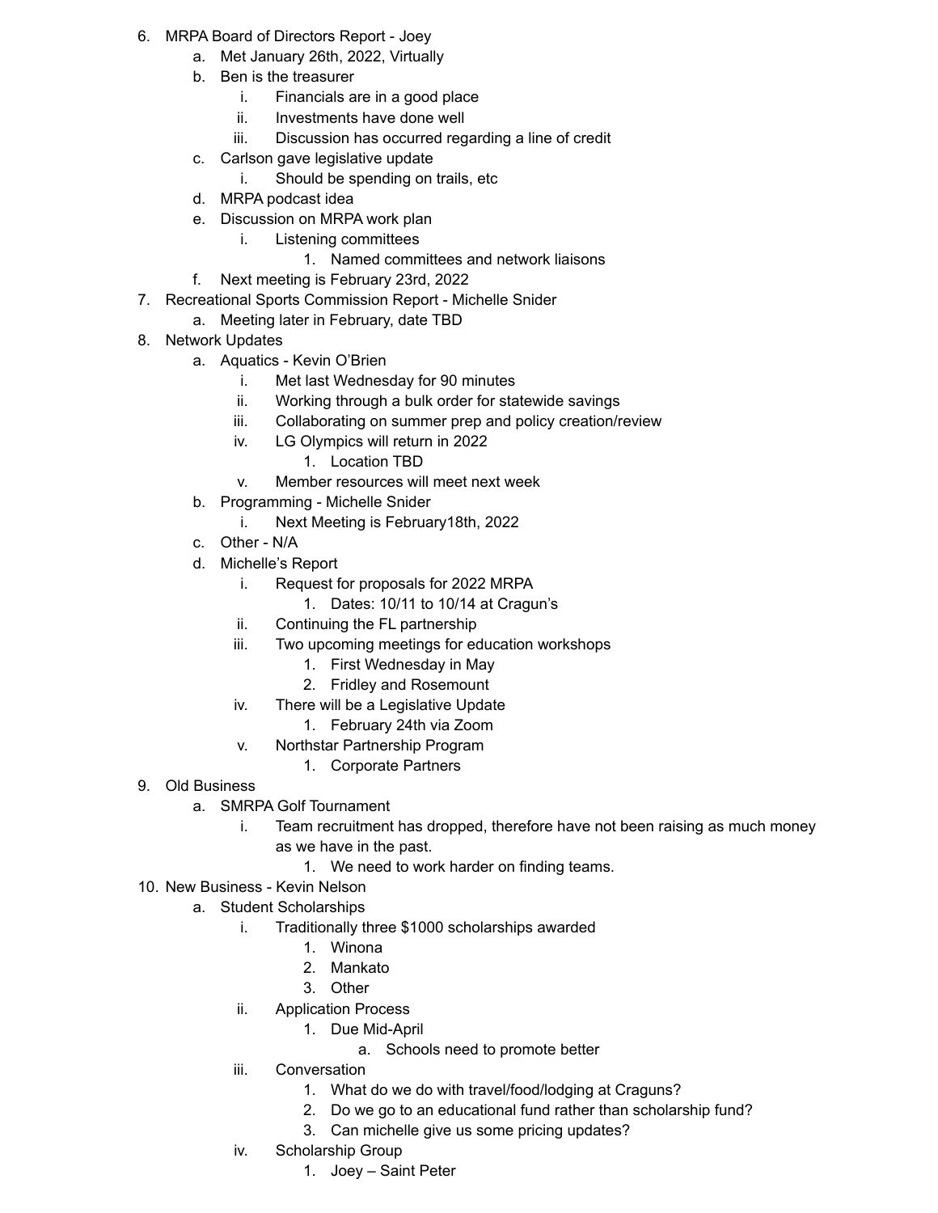6. MRPA Board of Directors Report - Joey
    a. Met January 26th, 2022, Virtually
    b. Ben is the treasurer
        i. Financials are in a good place
        ii. Investments have done well
        iii. Discussion has occurred regarding a line of credit
    c. Carlson gave legislative update
        i. Should be spending on trails, etc
    d. MRPA podcast idea
    e. Discussion on MRPA work plan
        i. Listening committees
            1. Named committees and network liaisons
    f. Next meeting is February 23rd, 2022
7. Recreational Sports Commission Report - Michelle Snider
    a. Meeting later in February, date TBD
8. Network Updates
    a. Aquatics - Kevin O'Brien
        i. Met last Wednesday for 90 minutes
        ii. Working through a bulk order for statewide savings
        iii. Collaborating on summer prep and policy creation/review
        iv. LG Olympics will return in 2022
            1. Location TBD
        v. Member resources will meet next week
    b. Programming - Michelle Snider
        i. Next Meeting is February18th, 2022
    c. Other - N/A
    d. Michelle's Report
        i. Request for proposals for 2022 MRPA
            1. Dates: 10/11 to 10/14 at Cragun's
        ii. Continuing the FL partnership
        iii. Two upcoming meetings for education workshops
            1. First Wednesday in May
            2. Fridley and Rosemount
        iv. There will be a Legislative Update
            1. February 24th via Zoom
        v. Northstar Partnership Program
            1. Corporate Partners
9. Old Business
    a. SMRPA Golf Tournament
        i. Team recruitment has dropped, therefore have not been raising as much money as we have in the past.
            1. We need to work harder on finding teams.
10. New Business - Kevin Nelson
    a. Student Scholarships
        i. Traditionally three $1000 scholarships awarded
            1. Winona
            2. Mankato
            3. Other
        ii. Application Process
            1. Due Mid-April
                a. Schools need to promote better
        iii. Conversation
            1. What do we do with travel/food/lodging at Craguns?
            2. Do we go to an educational fund rather than scholarship fund?
            3. Can michelle give us some pricing updates?
        iv. Scholarship Group
            1. Joey – Saint Peter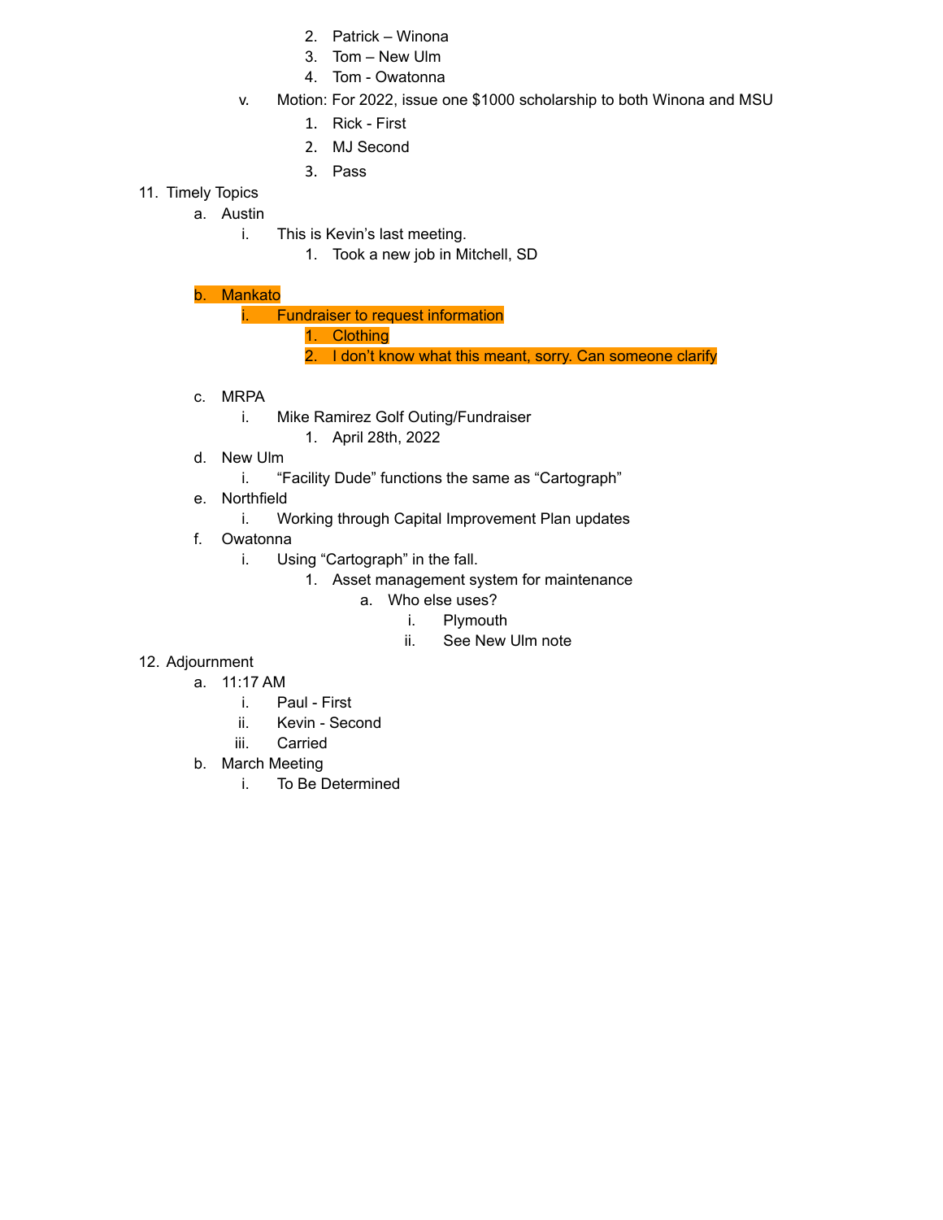2. Patrick – Winona
      3. Tom – New Ulm
      4. Tom - Owatonna
   v. Motion: For 2022, issue one $1000 scholarship to both Winona and MSU
      1. Rick - First
      2. MJ Second
      3. Pass

11. Timely Topics
    a. Austin
       i. This is Kevin's last meeting.
          1. Took a new job in Mitchell, SD
    b. Mankato
       i. Fundraiser to request information
          1. Clothing
          2. I don't know what this meant, sorry. Can someone clarify
    c. MRPA
       i. Mike Ramirez Golf Outing/Fundraiser
          1. April 28th, 2022
    d. New Ulm
       i. "Facility Dude" functions the same as "Cartograph"
    e. Northfield
       i. Working through Capital Improvement Plan updates
    f. Owatonna
       i. Using "Cartograph" in the fall.
          1. Asset management system for maintenance
             a. Who else uses?
                i. Plymouth
                ii. See New Ulm note
12. Adjournment
    a. 11:17 AM
       i. Paul - First
       ii. Kevin - Second
       iii. Carried
    b. March Meeting
       i. To Be Determined